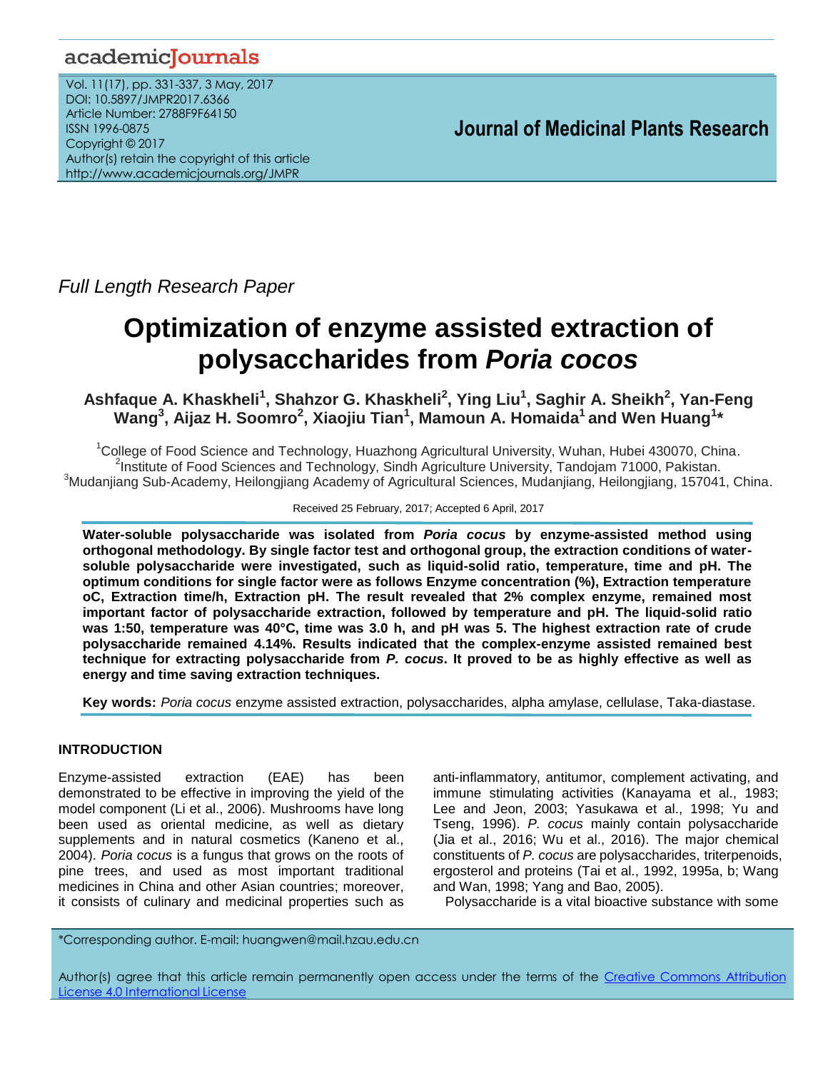Full Length Research Paper

# Optimization of enzyme assisted extraction of polysaccharides from *Poria cocos*

**Ashfaque A. Khaskheli[1], Shahzor G. Khaskheli[2], Ying Liu[1], Saghir A. Sheikh[2], Yan-Feng Wang[3], Aijaz H. Soomro[2], Xiaojiu Tian[1], Mamoun A. Homaida[1] and Wen Huang[1]\***

[1]College of Food Science and Technology, Huazhong Agricultural University, Wuhan, Hubei 430070, China.
[2]Institute of Food Sciences and Technology, Sindh Agriculture University, Tandojam 71000, Pakistan.
[3]Mudanjiang Sub-Academy, Heilongjiang Academy of Agricultural Sciences, Mudanjiang, Heilongjiang, 157041, China.

Received 25 February, 2017; Accepted 6 April, 2017

**Water-soluble polysaccharide was isolated from *Poria cocus* by enzyme-assisted method using orthogonal methodology. By single factor test and orthogonal group, the extraction conditions of water-soluble polysaccharide were investigated, such as liquid-solid ratio, temperature, time and pH. The optimum conditions for single factor were as follows Enzyme concentration (%), Extraction temperature oC, Extraction time/h, Extraction pH. The result revealed that 2% complex enzyme, remained most important factor of polysaccharide extraction, followed by temperature and pH. The liquid-solid ratio was 1:50, temperature was 40°C, time was 3.0 h, and pH was 5. The highest extraction rate of crude polysaccharide remained 4.14%. Results indicated that the complex-enzyme assisted remained best technique for extracting polysaccharide from *P. cocus*. It proved to be as highly effective as well as energy and time saving extraction techniques.**

**Key words:** *Poria cocus* enzyme assisted extraction, polysaccharides, alpha amylase, cellulase, Taka-diastase.

## INTRODUCTION

Enzyme-assisted extraction (EAE) has been demonstrated to be effective in improving the yield of the model component (Li et al., 2006). Mushrooms have long been used as oriental medicine, as well as dietary supplements and in natural cosmetics (Kaneno et al., 2004). *Poria cocus* is a fungus that grows on the roots of pine trees, and used as most important traditional medicines in China and other Asian countries; moreover, it consists of culinary and medicinal properties such as anti-inflammatory, antitumor, complement activating, and immune stimulating activities (Kanayama et al., 1983; Lee and Jeon, 2003; Yasukawa et al., 1998; Yu and Tseng, 1996). *P. cocus* mainly contain polysaccharide (Jia et al., 2016; Wu et al., 2016). The major chemical constituents of *P. cocus* are polysaccharides, triterpenoids, ergosterol and proteins (Tai et al., 1992, 1995a, b; Wang and Wan, 1998; Yang and Bao, 2005).

Polysaccharide is a vital bioactive substance with some

\*Corresponding author. E-mail: huangwen@mail.hzau.edu.cn

Author(s) agree that this article remain permanently open access under the terms of the Creative Commons Attribution License 4.0 International License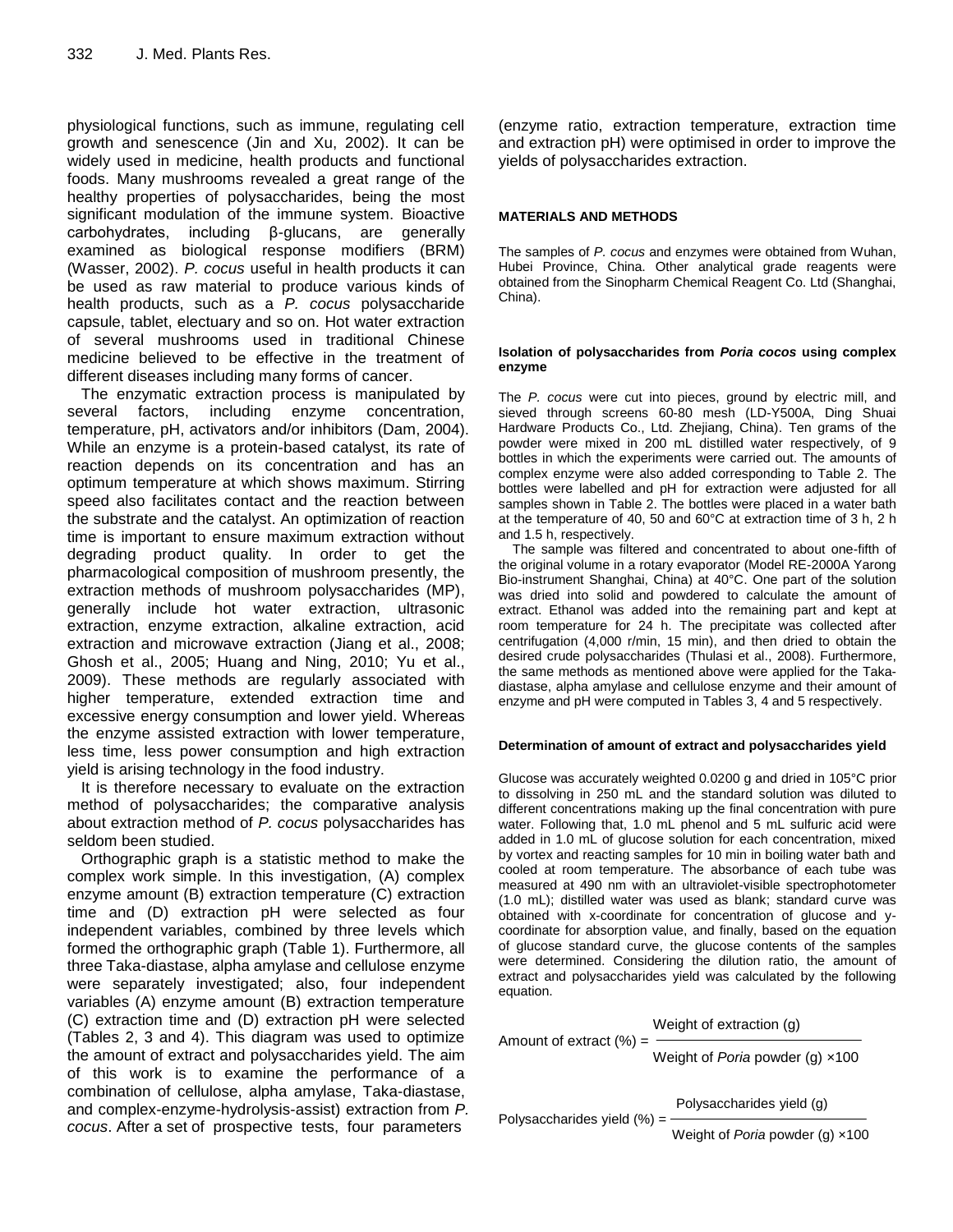physiological functions, such as immune, regulating cell growth and senescence (Jin and Xu, 2002). It can be widely used in medicine, health products and functional foods. Many mushrooms revealed a great range of the healthy properties of polysaccharides, being the most significant modulation of the immune system. Bioactive carbohydrates, including β-glucans, are generally examined as biological response modifiers (BRM) (Wasser, 2002). *P. cocus* useful in health products it can be used as raw material to produce various kinds of health products, such as a *P. cocus* polysaccharide capsule, tablet, electuary and so on. Hot water extraction of several mushrooms used in traditional Chinese medicine believed to be effective in the treatment of different diseases including many forms of cancer.

The enzymatic extraction process is manipulated by several factors, including enzyme concentration, temperature, pH, activators and/or inhibitors (Dam, 2004). While an enzyme is a protein-based catalyst, its rate of reaction depends on its concentration and has an optimum temperature at which shows maximum. Stirring speed also facilitates contact and the reaction between the substrate and the catalyst. An optimization of reaction time is important to ensure maximum extraction without degrading product quality. In order to get the pharmacological composition of mushroom presently, the extraction methods of mushroom polysaccharides (MP), generally include hot water extraction, ultrasonic extraction, enzyme extraction, alkaline extraction, acid extraction and microwave extraction (Jiang et al., 2008; Ghosh et al., 2005; Huang and Ning, 2010; Yu et al., 2009). These methods are regularly associated with higher temperature, extended extraction time and excessive energy consumption and lower yield. Whereas the enzyme assisted extraction with lower temperature, less time, less power consumption and high extraction yield is arising technology in the food industry.

It is therefore necessary to evaluate on the extraction method of polysaccharides; the comparative analysis about extraction method of *P. cocus* polysaccharides has seldom been studied.

Orthographic graph is a statistic method to make the complex work simple. In this investigation, (A) complex enzyme amount (B) extraction temperature (C) extraction time and (D) extraction pH were selected as four independent variables, combined by three levels which formed the orthographic graph (Table 1). Furthermore, all three Taka-diastase, alpha amylase and cellulose enzyme were separately investigated; also, four independent variables (A) enzyme amount (B) extraction temperature (C) extraction time and (D) extraction pH were selected (Tables 2, 3 and 4). This diagram was used to optimize the amount of extract and polysaccharides yield. The aim of this work is to examine the performance of a combination of cellulose, alpha amylase, Taka-diastase, and complex-enzyme-hydrolysis-assist) extraction from *P. cocus*. After a set of prospective tests, four parameters (enzyme ratio, extraction temperature, extraction time and extraction pH) were optimised in order to improve the yields of polysaccharides extraction.

## MATERIALS AND METHODS

The samples of *P. cocus* and enzymes were obtained from Wuhan, Hubei Province, China. Other analytical grade reagents were obtained from the Sinopharm Chemical Reagent Co. Ltd (Shanghai, China).

### Isolation of polysaccharides from *Poria cocos* using complex enzyme

The *P. cocus* were cut into pieces, ground by electric mill, and sieved through screens 60-80 mesh (LD-Y500A, Ding Shuai Hardware Products Co., Ltd. Zhejiang, China). Ten grams of the powder were mixed in 200 mL distilled water respectively, of 9 bottles in which the experiments were carried out. The amounts of complex enzyme were also added corresponding to Table 2. The bottles were labelled and pH for extraction were adjusted for all samples shown in Table 2. The bottles were placed in a water bath at the temperature of 40, 50 and 60°C at extraction time of 3 h, 2 h and 1.5 h, respectively.

The sample was filtered and concentrated to about one-fifth of the original volume in a rotary evaporator (Model RE-2000A Yarong Bio-instrument Shanghai, China) at 40°C. One part of the solution was dried into solid and powdered to calculate the amount of extract. Ethanol was added into the remaining part and kept at room temperature for 24 h. The precipitate was collected after centrifugation (4,000 r/min, 15 min), and then dried to obtain the desired crude polysaccharides (Thulasi et al., 2008). Furthermore, the same methods as mentioned above were applied for the Taka-diastase, alpha amylase and cellulose enzyme and their amount of enzyme and pH were computed in Tables 3, 4 and 5 respectively.

### Determination of amount of extract and polysaccharides yield

Glucose was accurately weighted 0.0200 g and dried in 105°C prior to dissolving in 250 mL and the standard solution was diluted to different concentrations making up the final concentration with pure water. Following that, 1.0 mL phenol and 5 mL sulfuric acid were added in 1.0 mL of glucose solution for each concentration, mixed by vortex and reacting samples for 10 min in boiling water bath and cooled at room temperature. The absorbance of each tube was measured at 490 nm with an ultraviolet-visible spectrophotometer (1.0 mL); distilled water was used as blank; standard curve was obtained with x-coordinate for concentration of glucose and y-coordinate for absorption value, and finally, based on the equation of glucose standard curve, the glucose contents of the samples were determined. Considering the dilution ratio, the amount of extract and polysaccharides yield was calculated by the following equation.

$$\text{Amount of extract (\%)} = \frac{\text{Weight of extraction (g)}}{\text{Weight of } \textit{Poria} \text{ powder (g)} \times 100}$$

$$\text{Polysaccharides yield (\%)} = \frac{\text{Polysaccharides yield (g)}}{\text{Weight of } \textit{Poria} \text{ powder (g)} \times 100}$$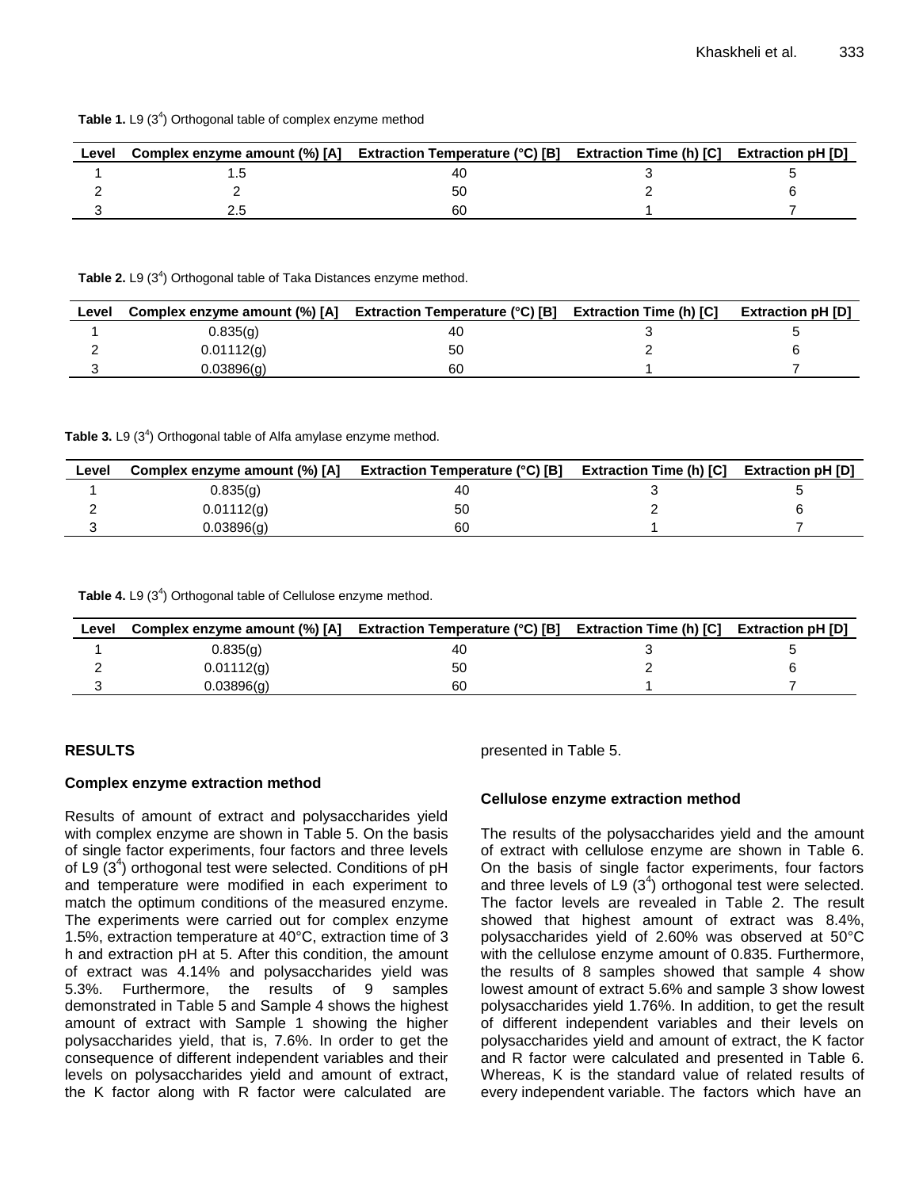**Table 1.** L9 ($3^4$) Orthogonal table of complex enzyme method

| Level | Complex enzyme amount (%) [A] | Extraction Temperature (°C) [B] | Extraction Time (h) [C] | Extraction pH [D] |
|---|---|---|---|---|
| 1 | 1.5 | 40 | 3 | 5 |
| 2 | 2 | 50 | 2 | 6 |
| 3 | 2.5 | 60 | 1 | 7 |

**Table 2.** L9 ($3^4$) Orthogonal table of Taka Distances enzyme method.

| Level | Complex enzyme amount (%) [A] | Extraction Temperature (°C) [B] | Extraction Time (h) [C] | Extraction pH [D] |
|---|---|---|---|---|
| 1 | 0.835(g) | 40 | 3 | 5 |
| 2 | 0.01112(g) | 50 | 2 | 6 |
| 3 | 0.03896(g) | 60 | 1 | 7 |

**Table 3.** L9 ($3^4$) Orthogonal table of Alfa amylase enzyme method.

| Level | Complex enzyme amount (%) [A] | Extraction Temperature (°C) [B] | Extraction Time (h) [C] | Extraction pH [D] |
|---|---|---|---|---|
| 1 | 0.835(g) | 40 | 3 | 5 |
| 2 | 0.01112(g) | 50 | 2 | 6 |
| 3 | 0.03896(g) | 60 | 1 | 7 |

**Table 4.** L9 ($3^4$) Orthogonal table of Cellulose enzyme method.

| Level | Complex enzyme amount (%) [A] | Extraction Temperature (°C) [B] | Extraction Time (h) [C] | Extraction pH [D] |
|---|---|---|---|---|
| 1 | 0.835(g) | 40 | 3 | 5 |
| 2 | 0.01112(g) | 50 | 2 | 6 |
| 3 | 0.03896(g) | 60 | 1 | 7 |

## RESULTS

### Complex enzyme extraction method

Results of amount of extract and polysaccharides yield with complex enzyme are shown in Table 5. On the basis of single factor experiments, four factors and three levels of L9 ($3^4$) orthogonal test were selected. Conditions of pH and temperature were modified in each experiment to match the optimum conditions of the measured enzyme. The experiments were carried out for complex enzyme 1.5%, extraction temperature at 40°C, extraction time of 3 h and extraction pH at 5. After this condition, the amount of extract was 4.14% and polysaccharides yield was 5.3%. Furthermore, the results of 9 samples demonstrated in Table 5 and Sample 4 shows the highest amount of extract with Sample 1 showing the higher polysaccharides yield, that is, 7.6%. In order to get the consequence of different independent variables and their levels on polysaccharides yield and amount of extract, the K factor along with R factor were calculated are presented in Table 5.

### Cellulose enzyme extraction method

The results of the polysaccharides yield and the amount of extract with cellulose enzyme are shown in Table 6. On the basis of single factor experiments, four factors and three levels of L9 ($3^4$) orthogonal test were selected. The factor levels are revealed in Table 2. The result showed that highest amount of extract was 8.4%, polysaccharides yield of 2.60% was observed at 50°C with the cellulose enzyme amount of 0.835. Furthermore, the results of 8 samples showed that sample 4 show lowest amount of extract 5.6% and sample 3 show lowest polysaccharides yield 1.76%. In addition, to get the result of different independent variables and their levels on polysaccharides yield and amount of extract, the K factor and R factor were calculated and presented in Table 6. Whereas, K is the standard value of related results of every independent variable. The factors which have an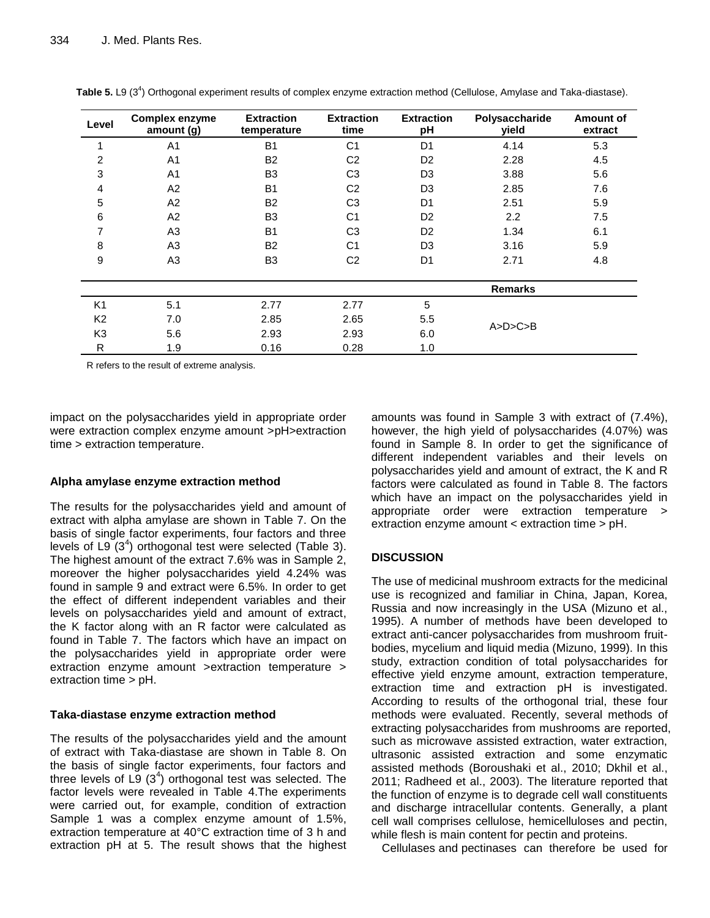**Table 5.** L9 ($3^4$) Orthogonal experiment results of complex enzyme extraction method (Cellulose, Amylase and Taka-diastase).

| Level | Complex enzyme amount (g) | Extraction temperature | Extraction time | Extraction pH | Polysaccharide yield | Amount of extract |
|---|---|---|---|---|---|---|
| 1 | A1 | B1 | C1 | D1 | 4.14 | 5.3 |
| 2 | A1 | B2 | C2 | D2 | 2.28 | 4.5 |
| 3 | A1 | B3 | C3 | D3 | 3.88 | 5.6 |
| 4 | A2 | B1 | C2 | D3 | 2.85 | 7.6 |
| 5 | A2 | B2 | C3 | D1 | 2.51 | 5.9 |
| 6 | A2 | B3 | C1 | D2 | 2.2 | 7.5 |
| 7 | A3 | B1 | C3 | D2 | 1.34 | 6.1 |
| 8 | A3 | B2 | C1 | D3 | 3.16 | 5.9 |
| 9 | A3 | B3 | C2 | D1 | 2.71 | 4.8 |
| | | | | | **Remarks** | |
| K1 | 5.1 | 2.77 | 2.77 | 5 | A>D>C>B | |
| K2 | 7.0 | 2.85 | 2.65 | 5.5 | | |
| K3 | 5.6 | 2.93 | 2.93 | 6.0 | | |
| R | 1.9 | 0.16 | 0.28 | 1.0 | | |

R refers to the result of extreme analysis.

impact on the polysaccharides yield in appropriate order were extraction complex enzyme amount >pH>extraction time > extraction temperature.

### Alpha amylase enzyme extraction method

The results for the polysaccharides yield and amount of extract with alpha amylase are shown in Table 7. On the basis of single factor experiments, four factors and three levels of L9 ($3^4$) orthogonal test were selected (Table 3). The highest amount of the extract 7.6% was in Sample 2, moreover the higher polysaccharides yield 4.24% was found in sample 9 and extract were 6.5%. In order to get the effect of different independent variables and their levels on polysaccharides yield and amount of extract, the K factor along with an R factor were calculated as found in Table 7. The factors which have an impact on the polysaccharides yield in appropriate order were extraction enzyme amount >extraction temperature > extraction time > pH.

### Taka-diastase enzyme extraction method

The results of the polysaccharides yield and the amount of extract with Taka-diastase are shown in Table 8. On the basis of single factor experiments, four factors and three levels of L9 ($3^4$) orthogonal test was selected. The factor levels were revealed in Table 4.The experiments were carried out, for example, condition of extraction Sample 1 was a complex enzyme amount of 1.5%, extraction temperature at 40°C extraction time of 3 h and extraction pH at 5. The result shows that the highest amounts was found in Sample 3 with extract of (7.4%), however, the high yield of polysaccharides (4.07%) was found in Sample 8. In order to get the significance of different independent variables and their levels on polysaccharides yield and amount of extract, the K and R factors were calculated as found in Table 8. The factors which have an impact on the polysaccharides yield in appropriate order were extraction temperature > extraction enzyme amount < extraction time > pH.

## DISCUSSION

The use of medicinal mushroom extracts for the medicinal use is recognized and familiar in China, Japan, Korea, Russia and now increasingly in the USA (Mizuno et al., 1995). A number of methods have been developed to extract anti-cancer polysaccharides from mushroom fruit-bodies, mycelium and liquid media (Mizuno, 1999). In this study, extraction condition of total polysaccharides for effective yield enzyme amount, extraction temperature, extraction time and extraction pH is investigated. According to results of the orthogonal trial, these four methods were evaluated. Recently, several methods of extracting polysaccharides from mushrooms are reported, such as microwave assisted extraction, water extraction, ultrasonic assisted extraction and some enzymatic assisted methods (Boroushaki et al., 2010; Dkhil et al., 2011; Radheed et al., 2003). The literature reported that the function of enzyme is to degrade cell wall constituents and discharge intracellular contents. Generally, a plant cell wall comprises cellulose, hemicelluloses and pectin, while flesh is main content for pectin and proteins.

Cellulases and pectinases can therefore be used for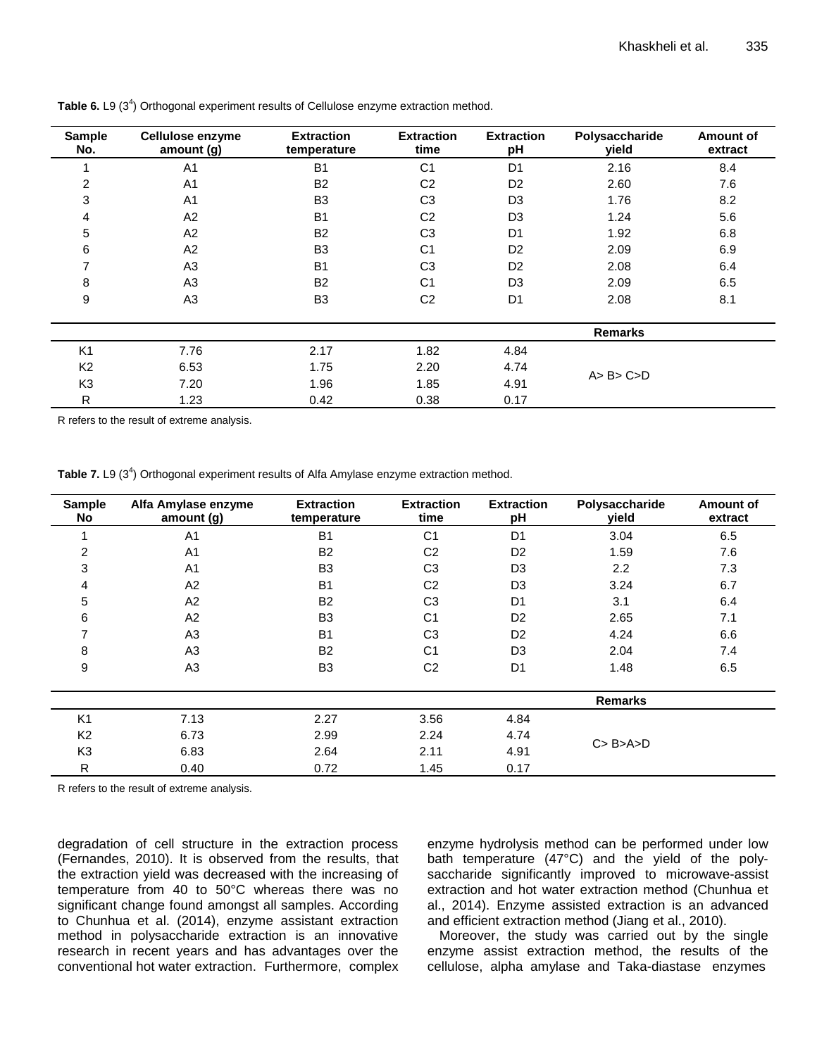**Table 6.** L9 ($3^4$) Orthogonal experiment results of Cellulose enzyme extraction method.

| Sample No. | Cellulose enzyme amount (g) | Extraction temperature | Extraction time | Extraction pH | Polysaccharide yield | Amount of extract |
|---|---|---|---|---|---|---|
| 1 | A1 | B1 | C1 | D1 | 2.16 | 8.4 |
| 2 | A1 | B2 | C2 | D2 | 2.60 | 7.6 |
| 3 | A1 | B3 | C3 | D3 | 1.76 | 8.2 |
| 4 | A2 | B1 | C2 | D3 | 1.24 | 5.6 |
| 5 | A2 | B2 | C3 | D1 | 1.92 | 6.8 |
| 6 | A2 | B3 | C1 | D2 | 2.09 | 6.9 |
| 7 | A3 | B1 | C3 | D2 | 2.08 | 6.4 |
| 8 | A3 | B2 | C1 | D3 | 2.09 | 6.5 |
| 9 | A3 | B3 | C2 | D1 | 2.08 | 8.1 |
| | | | | | Remarks | |
| K1 | 7.76 | 2.17 | 1.82 | 4.84 | A> B> C>D | |
| K2 | 6.53 | 1.75 | 2.20 | 4.74 | | |
| K3 | 7.20 | 1.96 | 1.85 | 4.91 | | |
| R | 1.23 | 0.42 | 0.38 | 0.17 | | |

R refers to the result of extreme analysis.

**Table 7.** L9 ($3^4$) Orthogonal experiment results of Alfa Amylase enzyme extraction method.

| Sample No | Alfa Amylase enzyme amount (g) | Extraction temperature | Extraction time | Extraction pH | Polysaccharide yield | Amount of extract |
|---|---|---|---|---|---|---|
| 1 | A1 | B1 | C1 | D1 | 3.04 | 6.5 |
| 2 | A1 | B2 | C2 | D2 | 1.59 | 7.6 |
| 3 | A1 | B3 | C3 | D3 | 2.2 | 7.3 |
| 4 | A2 | B1 | C2 | D3 | 3.24 | 6.7 |
| 5 | A2 | B2 | C3 | D1 | 3.1 | 6.4 |
| 6 | A2 | B3 | C1 | D2 | 2.65 | 7.1 |
| 7 | A3 | B1 | C3 | D2 | 4.24 | 6.6 |
| 8 | A3 | B2 | C1 | D3 | 2.04 | 7.4 |
| 9 | A3 | B3 | C2 | D1 | 1.48 | 6.5 |
| | | | | | Remarks | |
| K1 | 7.13 | 2.27 | 3.56 | 4.84 | C> B>A>D | |
| K2 | 6.73 | 2.99 | 2.24 | 4.74 | | |
| K3 | 6.83 | 2.64 | 2.11 | 4.91 | | |
| R | 0.40 | 0.72 | 1.45 | 0.17 | | |

R refers to the result of extreme analysis.

degradation of cell structure in the extraction process (Fernandes, 2010). It is observed from the results, that the extraction yield was decreased with the increasing of temperature from 40 to 50°C whereas there was no significant change found amongst all samples. According to Chunhua et al. (2014), enzyme assistant extraction method in polysaccharide extraction is an innovative research in recent years and has advantages over the conventional hot water extraction. Furthermore, complex enzyme hydrolysis method can be performed under low bath temperature (47°C) and the yield of the polysaccharide significantly improved to microwave-assist extraction and hot water extraction method (Chunhua et al., 2014). Enzyme assisted extraction is an advanced and efficient extraction method (Jiang et al., 2010).

Moreover, the study was carried out by the single enzyme assist extraction method, the results of the cellulose, alpha amylase and Taka-diastase enzymes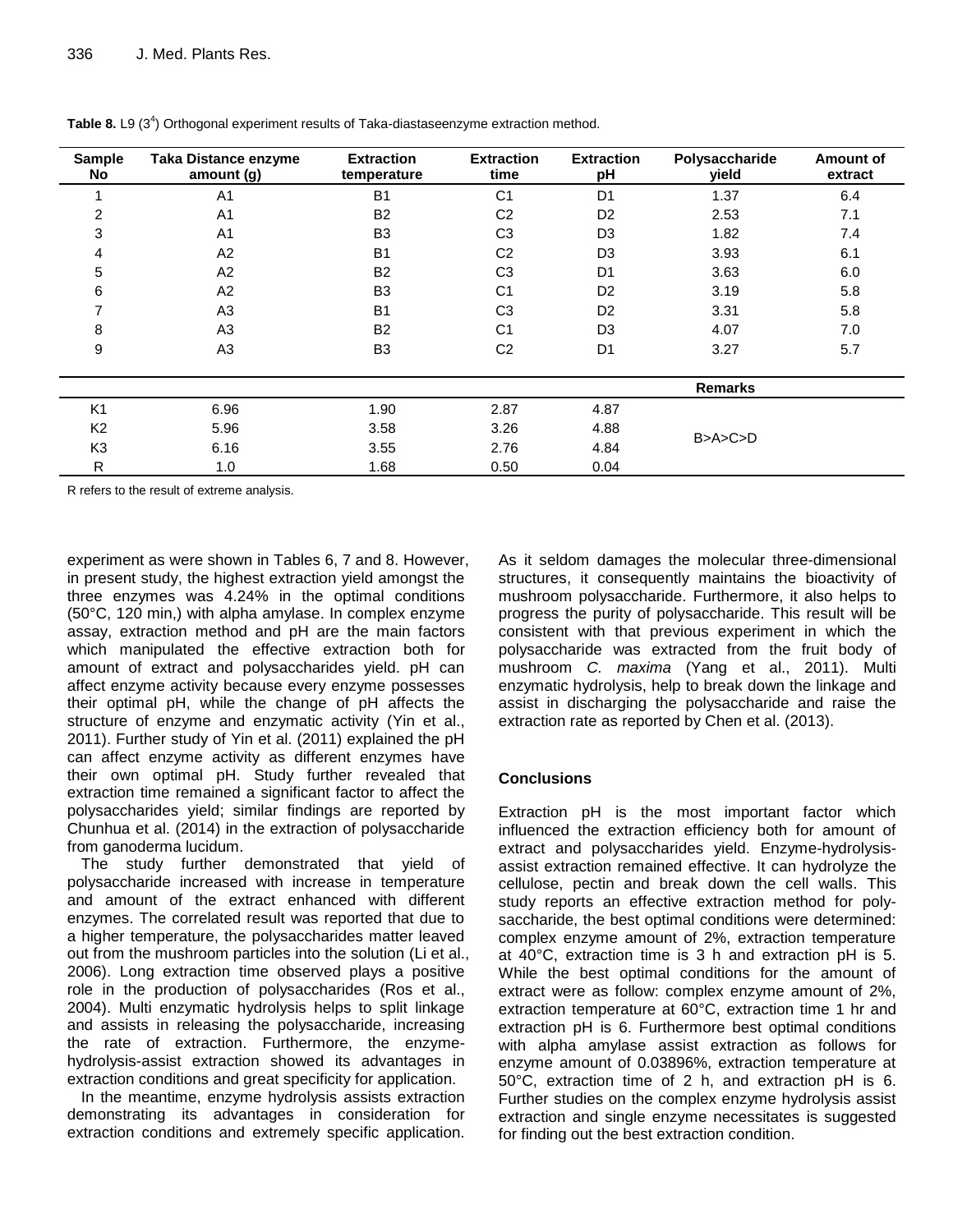**Table 8.** L9 ($3^4$) Orthogonal experiment results of Taka-diastaseenzyme extraction method.

| Sample No | Taka Distance enzyme amount (g) | Extraction temperature | Extraction time | Extraction pH | Polysaccharide yield | Amount of extract |
|---|---|---|---|---|---|---|
| 1 | A1 | B1 | C1 | D1 | 1.37 | 6.4 |
| 2 | A1 | B2 | C2 | D2 | 2.53 | 7.1 |
| 3 | A1 | B3 | C3 | D3 | 1.82 | 7.4 |
| 4 | A2 | B1 | C2 | D3 | 3.93 | 6.1 |
| 5 | A2 | B2 | C3 | D1 | 3.63 | 6.0 |
| 6 | A2 | B3 | C1 | D2 | 3.19 | 5.8 |
| 7 | A3 | B1 | C3 | D2 | 3.31 | 5.8 |
| 8 | A3 | B2 | C1 | D3 | 4.07 | 7.0 |
| 9 | A3 | B3 | C2 | D1 | 3.27 | 5.7 |
| | | | | | **Remarks** | |
| K1 | 6.96 | 1.90 | 2.87 | 4.87 | | |
| K2 | 5.96 | 3.58 | 3.26 | 4.88 | B>A>C>D | |
| K3 | 6.16 | 3.55 | 2.76 | 4.84 | | |
| R | 1.0 | 1.68 | 0.50 | 0.04 | | |

R refers to the result of extreme analysis.

experiment as were shown in Tables 6, 7 and 8. However, in present study, the highest extraction yield amongst the three enzymes was 4.24% in the optimal conditions (50°C, 120 min,) with alpha amylase. In complex enzyme assay, extraction method and pH are the main factors which manipulated the effective extraction both for amount of extract and polysaccharides yield. pH can affect enzyme activity because every enzyme possesses their optimal pH, while the change of pH affects the structure of enzyme and enzymatic activity (Yin et al., 2011). Further study of Yin et al. (2011) explained the pH can affect enzyme activity as different enzymes have their own optimal pH. Study further revealed that extraction time remained a significant factor to affect the polysaccharides yield; similar findings are reported by Chunhua et al. (2014) in the extraction of polysaccharide from ganoderma lucidum.

The study further demonstrated that yield of polysaccharide increased with increase in temperature and amount of the extract enhanced with different enzymes. The correlated result was reported that due to a higher temperature, the polysaccharides matter leaved out from the mushroom particles into the solution (Li et al., 2006). Long extraction time observed plays a positive role in the production of polysaccharides (Ros et al., 2004). Multi enzymatic hydrolysis helps to split linkage and assists in releasing the polysaccharide, increasing the rate of extraction. Furthermore, the enzyme-hydrolysis-assist extraction showed its advantages in extraction conditions and great specificity for application.

In the meantime, enzyme hydrolysis assists extraction demonstrating its advantages in consideration for extraction conditions and extremely specific application. As it seldom damages the molecular three-dimensional structures, it consequently maintains the bioactivity of mushroom polysaccharide. Furthermore, it also helps to progress the purity of polysaccharide. This result will be consistent with that previous experiment in which the polysaccharide was extracted from the fruit body of mushroom *C. maxima* (Yang et al., 2011). Multi enzymatic hydrolysis, help to break down the linkage and assist in discharging the polysaccharide and raise the extraction rate as reported by Chen et al. (2013).

## Conclusions

Extraction pH is the most important factor which influenced the extraction efficiency both for amount of extract and polysaccharides yield. Enzyme-hydrolysis-assist extraction remained effective. It can hydrolyze the cellulose, pectin and break down the cell walls. This study reports an effective extraction method for polysaccharide, the best optimal conditions were determined: complex enzyme amount of 2%, extraction temperature at 40°C, extraction time is 3 h and extraction pH is 5. While the best optimal conditions for the amount of extract were as follow: complex enzyme amount of 2%, extraction temperature at 60°C, extraction time 1 hr and extraction pH is 6. Furthermore best optimal conditions with alpha amylase assist extraction as follows for enzyme amount of 0.03896%, extraction temperature at 50°C, extraction time of 2 h, and extraction pH is 6. Further studies on the complex enzyme hydrolysis assist extraction and single enzyme necessitates is suggested for finding out the best extraction condition.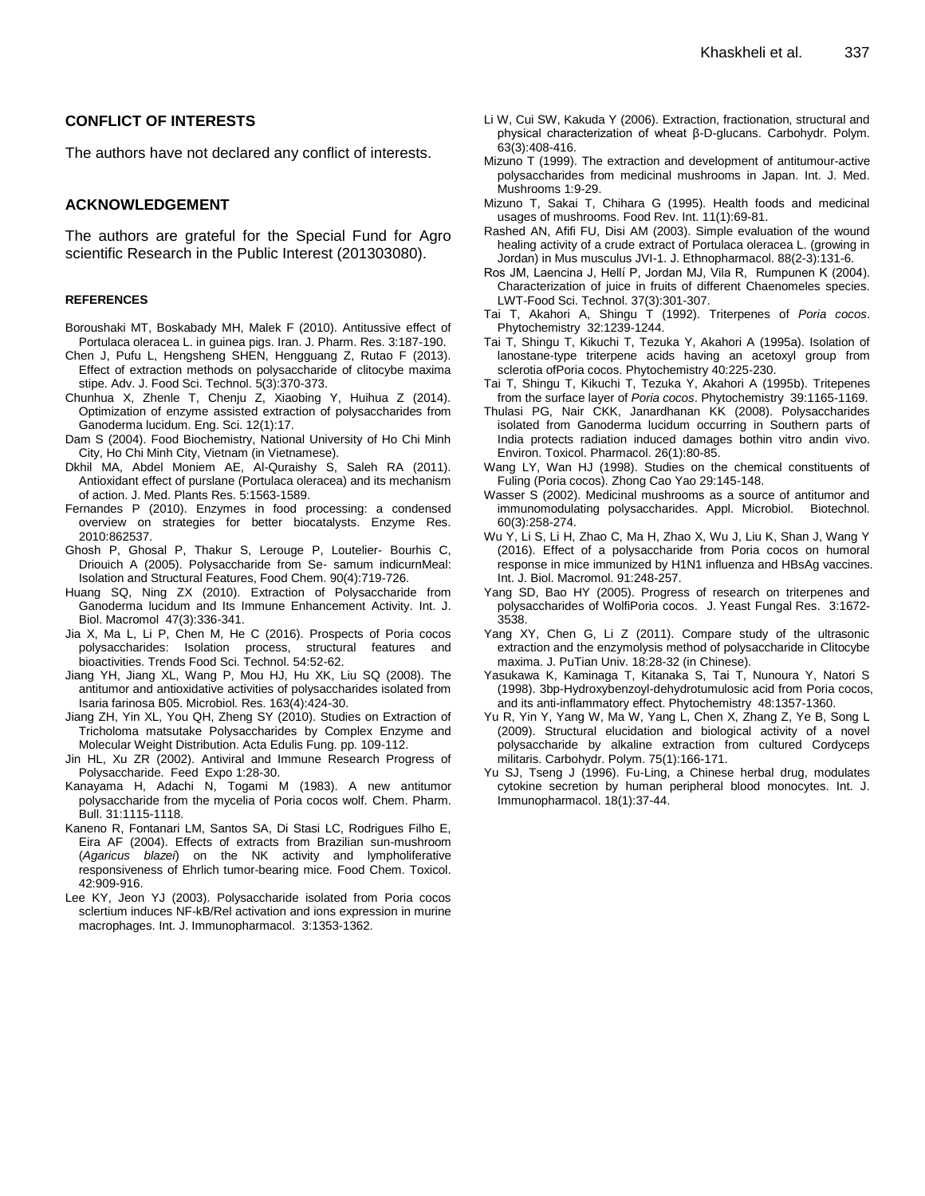## CONFLICT OF INTERESTS

The authors have not declared any conflict of interests.

## ACKNOWLEDGEMENT

The authors are grateful for the Special Fund for Agro scientific Research in the Public Interest (201303080).

### REFERENCES

Boroushaki MT, Boskabady MH, Malek F (2010). Antitussive effect of Portulaca oleracea L. in guinea pigs. Iran. J. Pharm. Res. 3:187-190.

Chen J, Pufu L, Hengsheng SHEN, Hengguang Z, Rutao F (2013). Effect of extraction methods on polysaccharide of clitocybe maxima stipe. Adv. J. Food Sci. Technol. 5(3):370-373.

Chunhua X, Zhenle T, Chenju Z, Xiaobing Y, Huihua Z (2014). Optimization of enzyme assisted extraction of polysaccharides from Ganoderma lucidum. Eng. Sci. 12(1):17.

Dam S (2004). Food Biochemistry, National University of Ho Chi Minh City, Ho Chi Minh City, Vietnam (in Vietnamese).

Dkhil MA, Abdel Moniem AE, Al-Quraishy S, Saleh RA (2011). Antioxidant effect of purslane (Portulaca oleracea) and its mechanism of action. J. Med. Plants Res. 5:1563-1589.

Fernandes P (2010). Enzymes in food processing: a condensed overview on strategies for better biocatalysts. Enzyme Res. 2010:862537.

Ghosh P, Ghosal P, Thakur S, Lerouge P, Loutelier- Bourhis C, Driouich A (2005). Polysaccharide from Se- samum indicurnMeal: Isolation and Structural Features, Food Chem. 90(4):719-726.

Huang SQ, Ning ZX (2010). Extraction of Polysaccharide from Ganoderma lucidum and Its Immune Enhancement Activity. Int. J. Biol. Macromol 47(3):336-341.

Jia X, Ma L, Li P, Chen M, He C (2016). Prospects of Poria cocos polysaccharides: Isolation process, structural features and bioactivities. Trends Food Sci. Technol. 54:52-62.

Jiang YH, Jiang XL, Wang P, Mou HJ, Hu XK, Liu SQ (2008). The antitumor and antioxidative activities of polysaccharides isolated from Isaria farinosa B05. Microbiol. Res. 163(4):424-30.

Jiang ZH, Yin XL, You QH, Zheng SY (2010). Studies on Extraction of Tricholoma matsutake Polysaccharides by Complex Enzyme and Molecular Weight Distribution. Acta Edulis Fung. pp. 109-112.

Jin HL, Xu ZR (2002). Antiviral and Immune Research Progress of Polysaccharide. Feed Expo 1:28-30.

Kanayama H, Adachi N, Togami M (1983). A new antitumor polysaccharide from the mycelia of Poria cocos wolf. Chem. Pharm. Bull. 31:1115-1118.

Kaneno R, Fontanari LM, Santos SA, Di Stasi LC, Rodrigues Filho E, Eira AF (2004). Effects of extracts from Brazilian sun-mushroom (*Agaricus blazei*) on the NK activity and lympholiferative responsiveness of Ehrlich tumor-bearing mice. Food Chem. Toxicol. 42:909-916.

Lee KY, Jeon YJ (2003). Polysaccharide isolated from Poria cocos sclertium induces NF-kB/Rel activation and ions expression in murine macrophages. Int. J. Immunopharmacol. 3:1353-1362.

Li W, Cui SW, Kakuda Y (2006). Extraction, fractionation, structural and physical characterization of wheat β-D-glucans. Carbohydr. Polym. 63(3):408-416.

Mizuno T (1999). The extraction and development of antitumour-active polysaccharides from medicinal mushrooms in Japan. Int. J. Med. Mushrooms 1:9-29.

Mizuno T, Sakai T, Chihara G (1995). Health foods and medicinal usages of mushrooms. Food Rev. Int. 11(1):69-81.

Rashed AN, Afifi FU, Disi AM (2003). Simple evaluation of the wound healing activity of a crude extract of Portulaca oleracea L. (growing in Jordan) in Mus musculus JVI-1. J. Ethnopharmacol. 88(2-3):131-6.

Ros JM, Laencina J, Hellí P, Jordan MJ, Vila R, Rumpunen K (2004). Characterization of juice in fruits of different Chaenomeles species. LWT-Food Sci. Technol. 37(3):301-307.

Tai T, Akahori A, Shingu T (1992). Triterpenes of *Poria cocos*. Phytochemistry 32:1239-1244.

Tai T, Shingu T, Kikuchi T, Tezuka Y, Akahori A (1995a). Isolation of lanostane-type triterpene acids having an acetoxyl group from sclerotia ofPoria cocos. Phytochemistry 40:225-230.

Tai T, Shingu T, Kikuchi T, Tezuka Y, Akahori A (1995b). Tritepenes from the surface layer of *Poria cocos*. Phytochemistry 39:1165-1169.

Thulasi PG, Nair CKK, Janardhanan KK (2008). Polysaccharides isolated from Ganoderma lucidum occurring in Southern parts of India protects radiation induced damages bothin vitro andin vivo. Environ. Toxicol. Pharmacol. 26(1):80-85.

Wang LY, Wan HJ (1998). Studies on the chemical constituents of Fuling (Poria cocos). Zhong Cao Yao 29:145-148.

Wasser S (2002). Medicinal mushrooms as a source of antitumor and immunomodulating polysaccharides. Appl. Microbiol. Biotechnol. 60(3):258-274.

Wu Y, Li S, Li H, Zhao C, Ma H, Zhao X, Wu J, Liu K, Shan J, Wang Y (2016). Effect of a polysaccharide from Poria cocos on humoral response in mice immunized by H1N1 influenza and HBsAg vaccines. Int. J. Biol. Macromol. 91:248-257.

Yang SD, Bao HY (2005). Progress of research on triterpenes and polysaccharides of WolfiPoria cocos. J. Yeast Fungal Res. 3:1672-3538.

Yang XY, Chen G, Li Z (2011). Compare study of the ultrasonic extraction and the enzymolysis method of polysaccharide in Clitocybe maxima. J. PuTian Univ. 18:28-32 (in Chinese).

Yasukawa K, Kaminaga T, Kitanaka S, Tai T, Nunoura Y, Natori S (1998). 3bp-Hydroxybenzoyl-dehydrotumulosic acid from Poria cocos, and its anti-inflammatory effect. Phytochemistry 48:1357-1360.

Yu R, Yin Y, Yang W, Ma W, Yang L, Chen X, Zhang Z, Ye B, Song L (2009). Structural elucidation and biological activity of a novel polysaccharide by alkaline extraction from cultured Cordyceps militaris. Carbohydr. Polym. 75(1):166-171.

Yu SJ, Tseng J (1996). Fu-Ling, a Chinese herbal drug, modulates cytokine secretion by human peripheral blood monocytes. Int. J. Immunopharmacol. 18(1):37-44.